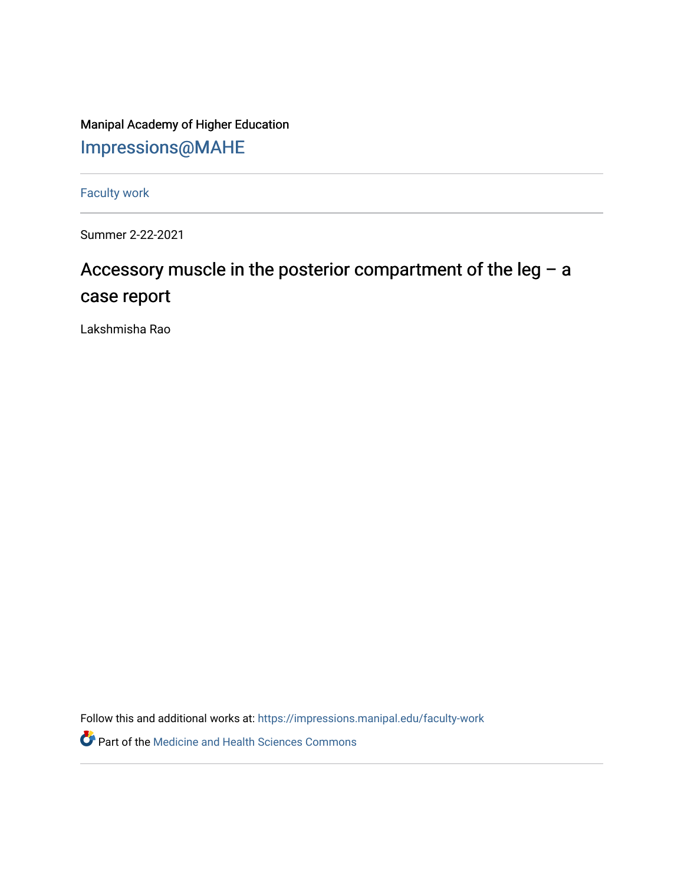Manipal Academy of Higher Education

Impressions@MAHE

Faculty work

Summer 2-22-2021

# Accessory muscle in the posterior compartment of the leg – a case report

Lakshmisha Rao

Follow this and additional works at: https://impressions.manipal.edu/faculty-work

Part of the Medicine and Health Sciences Commons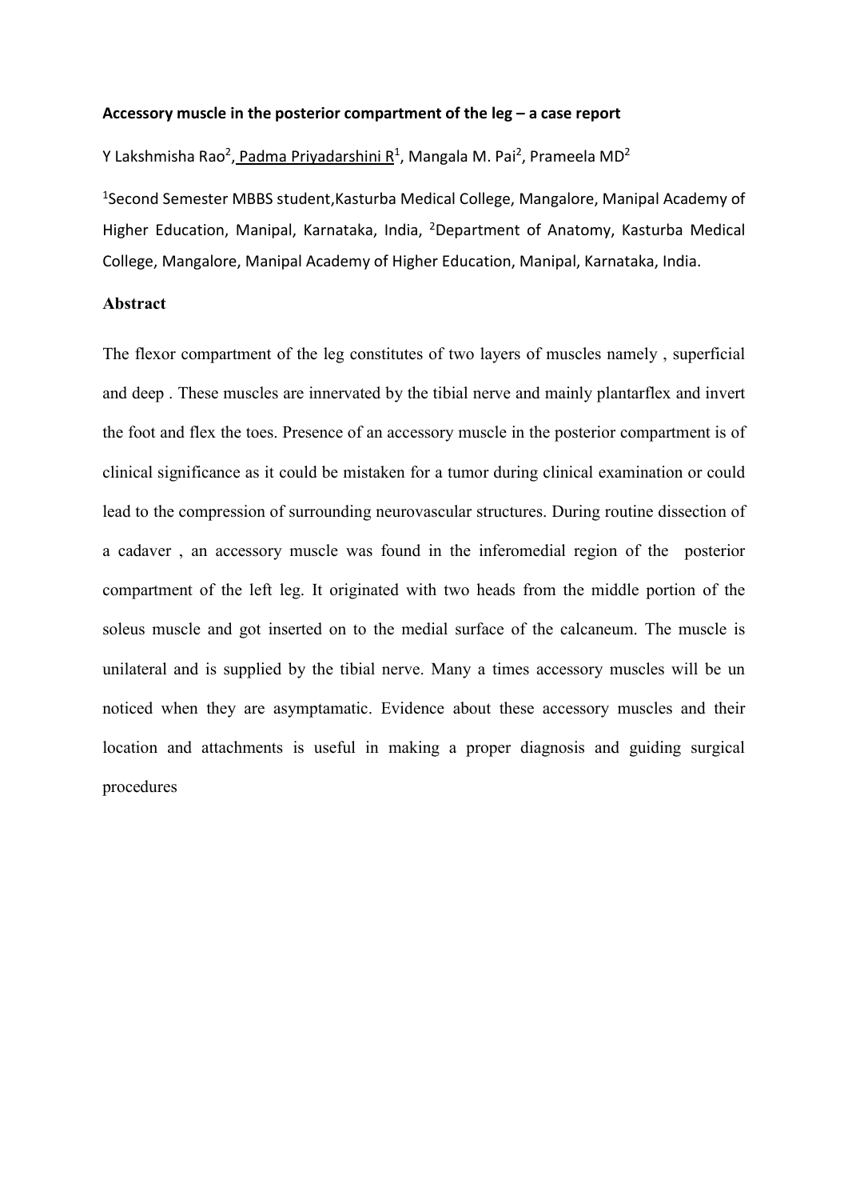**Accessory muscle in the posterior compartment of the leg – a case report**

Y Lakshmisha Rao[2], Padma Priyadarshini R[1], Mangala M. Pai[2], Prameela MD[2]

[1]Second Semester MBBS student,Kasturba Medical College, Mangalore, Manipal Academy of Higher Education, Manipal, Karnataka, India, [2]Department of Anatomy, Kasturba Medical College, Mangalore, Manipal Academy of Higher Education, Manipal, Karnataka, India.

## Abstract

The flexor compartment of the leg constitutes of two layers of muscles namely , superficial and deep . These muscles are innervated by the tibial nerve and mainly plantarflex and invert the foot and flex the toes. Presence of an accessory muscle in the posterior compartment is of clinical significance as it could be mistaken for a tumor during clinical examination or could lead to the compression of surrounding neurovascular structures. During routine dissection of a cadaver , an accessory muscle was found in the inferomedial region of the posterior compartment of the left leg. It originated with two heads from the middle portion of the soleus muscle and got inserted on to the medial surface of the calcaneum. The muscle is unilateral and is supplied by the tibial nerve. Many a times accessory muscles will be un noticed when they are asymptamatic. Evidence about these accessory muscles and their location and attachments is useful in making a proper diagnosis and guiding surgical procedures